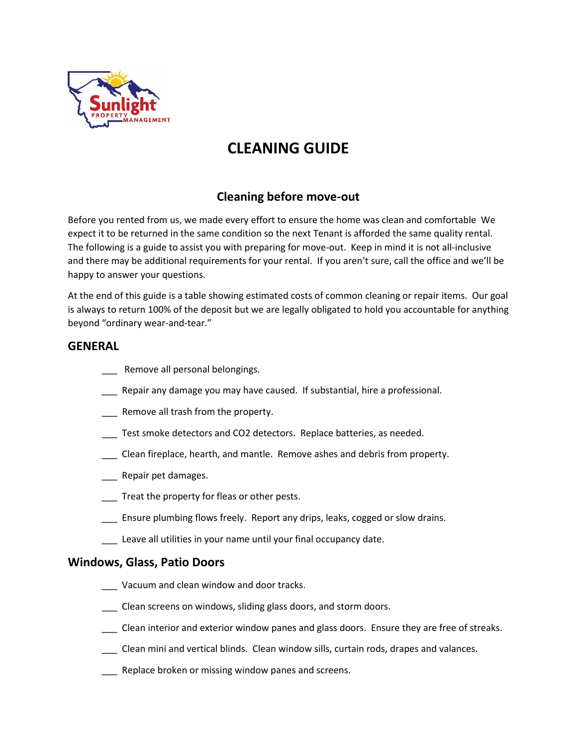# CLEANING GUIDE

## Cleaning before move-out

Before you rented from us, we made every effort to ensure the home was clean and comfortable We expect it to be returned in the same condition so the next Tenant is afforded the same quality rental. The following is a guide to assist you with preparing for move-out. Keep in mind it is not all-inclusive and there may be additional requirements for your rental. If you aren't sure, call the office and we'll be happy to answer your questions.

At the end of this guide is a table showing estimated costs of common cleaning or repair items. Our goal is always to return 100% of the deposit but we are legally obligated to hold you accountable for anything beyond "ordinary wear-and-tear."

### GENERAL

- ___ Remove all personal belongings.
- ___ Repair any damage you may have caused. If substantial, hire a professional.
- ___ Remove all trash from the property.
- ___ Test smoke detectors and CO2 detectors. Replace batteries, as needed.
- ___ Clean fireplace, hearth, and mantle. Remove ashes and debris from property.
- ___ Repair pet damages.
- ___ Treat the property for fleas or other pests.
- ___ Ensure plumbing flows freely. Report any drips, leaks, cogged or slow drains.
- ___ Leave all utilities in your name until your final occupancy date.

### Windows, Glass, Patio Doors

- ___ Vacuum and clean window and door tracks.
- ___ Clean screens on windows, sliding glass doors, and storm doors.
- ___ Clean interior and exterior window panes and glass doors. Ensure they are free of streaks.
- ___ Clean mini and vertical blinds. Clean window sills, curtain rods, drapes and valances.
- ___ Replace broken or missing window panes and screens.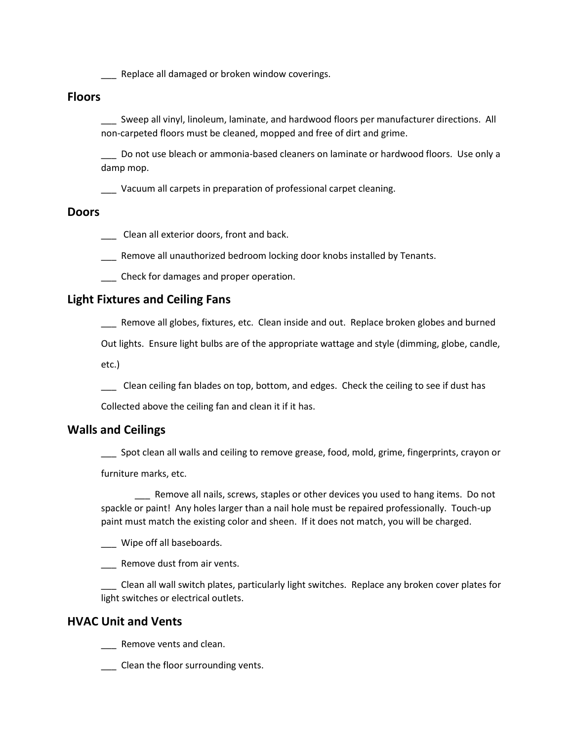___ Replace all damaged or broken window coverings.

## Floors

___ Sweep all vinyl, linoleum, laminate, and hardwood floors per manufacturer directions. All non-carpeted floors must be cleaned, mopped and free of dirt and grime.

___ Do not use bleach or ammonia-based cleaners on laminate or hardwood floors. Use only a damp mop.

___ Vacuum all carpets in preparation of professional carpet cleaning.

## Doors

___ Clean all exterior doors, front and back.

___ Remove all unauthorized bedroom locking door knobs installed by Tenants.

___ Check for damages and proper operation.

## Light Fixtures and Ceiling Fans

___ Remove all globes, fixtures, etc. Clean inside and out. Replace broken globes and burned Out lights. Ensure light bulbs are of the appropriate wattage and style (dimming, globe, candle, etc.)

___ Clean ceiling fan blades on top, bottom, and edges. Check the ceiling to see if dust has Collected above the ceiling fan and clean it if it has.

## Walls and Ceilings

___ Spot clean all walls and ceiling to remove grease, food, mold, grime, fingerprints, crayon or furniture marks, etc.

___ Remove all nails, screws, staples or other devices you used to hang items. Do not spackle or paint! Any holes larger than a nail hole must be repaired professionally. Touch-up paint must match the existing color and sheen. If it does not match, you will be charged.

___ Wipe off all baseboards.

___ Remove dust from air vents.

___ Clean all wall switch plates, particularly light switches. Replace any broken cover plates for light switches or electrical outlets.

## HVAC Unit and Vents

___ Remove vents and clean.

___ Clean the floor surrounding vents.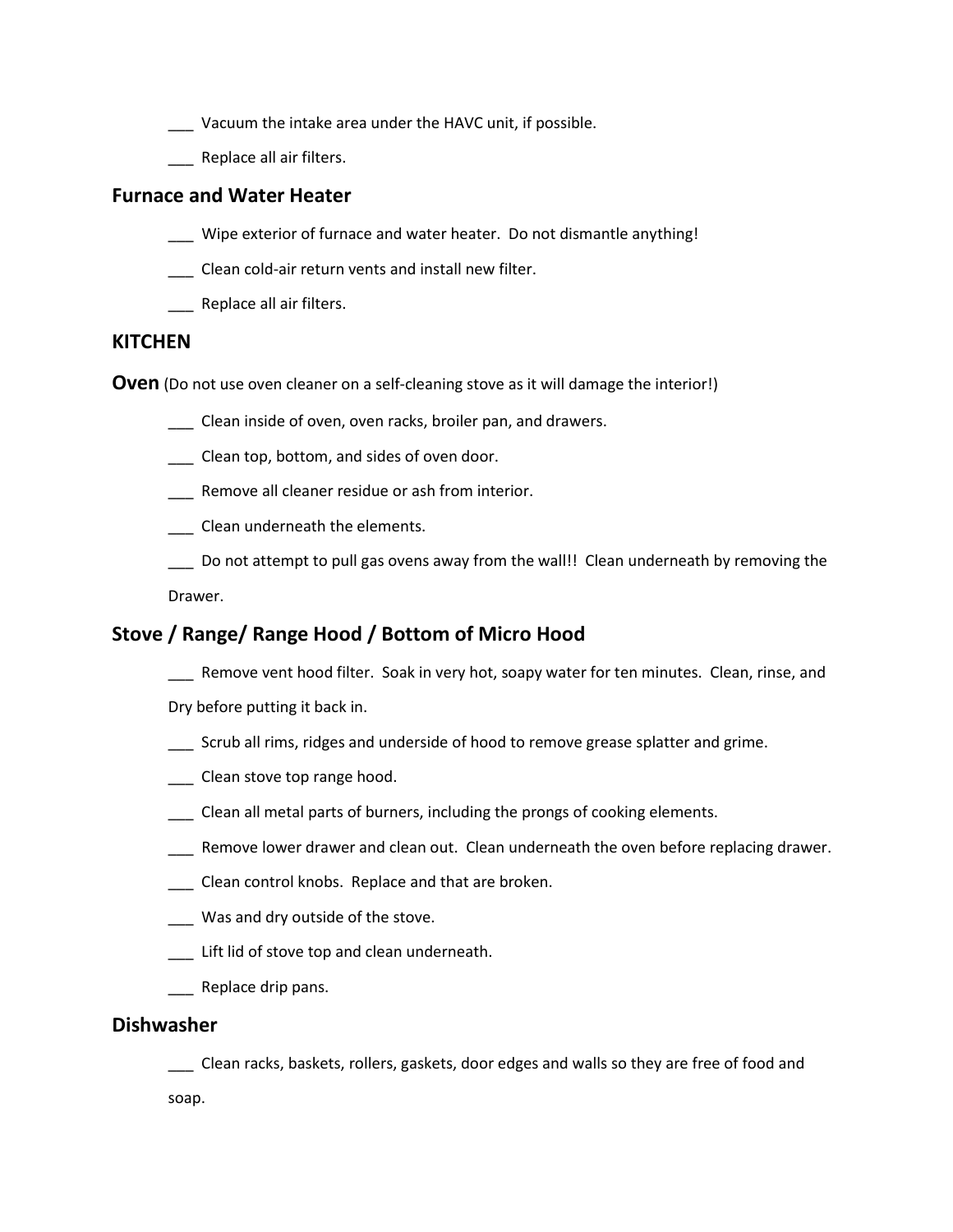___ Vacuum the intake area under the HAVC unit, if possible.

___ Replace all air filters.

### Furnace and Water Heater

___ Wipe exterior of furnace and water heater. Do not dismantle anything!

___ Clean cold-air return vents and install new filter.

___ Replace all air filters.

## KITCHEN

### Oven (Do not use oven cleaner on a self-cleaning stove as it will damage the interior!)

___ Clean inside of oven, oven racks, broiler pan, and drawers.

___ Clean top, bottom, and sides of oven door.

___ Remove all cleaner residue or ash from interior.

___ Clean underneath the elements.

___ Do not attempt to pull gas ovens away from the wall!! Clean underneath by removing the Drawer.

### Stove / Range/ Range Hood / Bottom of Micro Hood

___ Remove vent hood filter. Soak in very hot, soapy water for ten minutes. Clean, rinse, and Dry before putting it back in.

___ Scrub all rims, ridges and underside of hood to remove grease splatter and grime.

___ Clean stove top range hood.

___ Clean all metal parts of burners, including the prongs of cooking elements.

___ Remove lower drawer and clean out. Clean underneath the oven before replacing drawer.

___ Clean control knobs. Replace and that are broken.

___ Was and dry outside of the stove.

___ Lift lid of stove top and clean underneath.

___ Replace drip pans.

### Dishwasher

___ Clean racks, baskets, rollers, gaskets, door edges and walls so they are free of food and soap.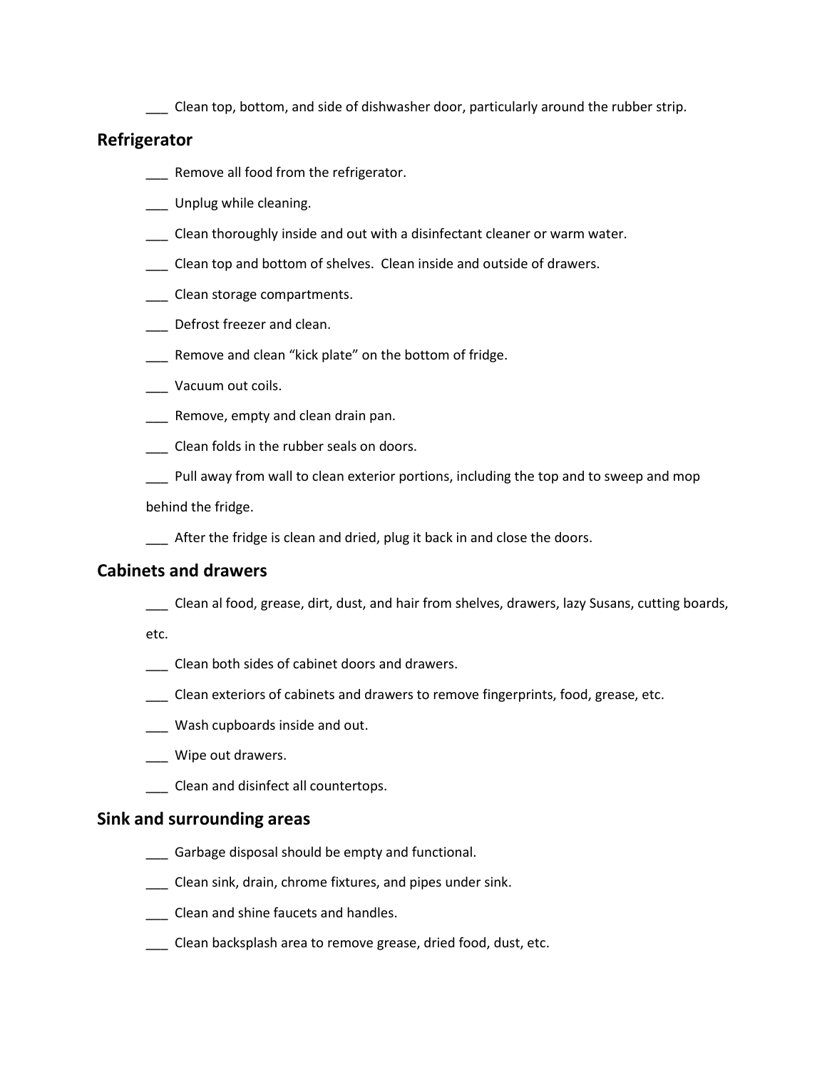___ Clean top, bottom, and side of dishwasher door, particularly around the rubber strip.

## Refrigerator

___ Remove all food from the refrigerator.

___ Unplug while cleaning.

___ Clean thoroughly inside and out with a disinfectant cleaner or warm water.

___ Clean top and bottom of shelves.  Clean inside and outside of drawers.

___ Clean storage compartments.

___ Defrost freezer and clean.

___ Remove and clean "kick plate" on the bottom of fridge.

___ Vacuum out coils.

___ Remove, empty and clean drain pan.

___ Clean folds in the rubber seals on doors.

___ Pull away from wall to clean exterior portions, including the top and to sweep and mop behind the fridge.

___ After the fridge is clean and dried, plug it back in and close the doors.

## Cabinets and drawers

___ Clean al food, grease, dirt, dust, and hair from shelves, drawers, lazy Susans, cutting boards, etc.

___ Clean both sides of cabinet doors and drawers.

___ Clean exteriors of cabinets and drawers to remove fingerprints, food, grease, etc.

___ Wash cupboards inside and out.

___ Wipe out drawers.

___ Clean and disinfect all countertops.

## Sink and surrounding areas

___ Garbage disposal should be empty and functional.

___ Clean sink, drain, chrome fixtures, and pipes under sink.

___ Clean and shine faucets and handles.

___ Clean backsplash area to remove grease, dried food, dust, etc.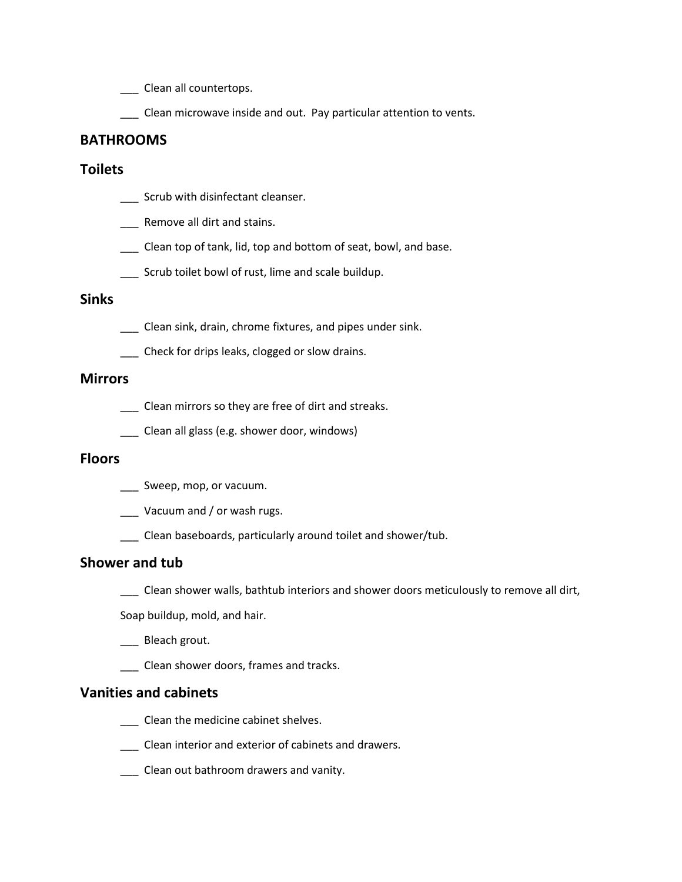___ Clean all countertops.

___ Clean microwave inside and out. Pay particular attention to vents.

## BATHROOMS

### Toilets

___ Scrub with disinfectant cleanser.

___ Remove all dirt and stains.

___ Clean top of tank, lid, top and bottom of seat, bowl, and base.

___ Scrub toilet bowl of rust, lime and scale buildup.

### Sinks

___ Clean sink, drain, chrome fixtures, and pipes under sink.

___ Check for drips leaks, clogged or slow drains.

### Mirrors

___ Clean mirrors so they are free of dirt and streaks.

___ Clean all glass (e.g. shower door, windows)

### Floors

___ Sweep, mop, or vacuum.

___ Vacuum and / or wash rugs.

___ Clean baseboards, particularly around toilet and shower/tub.

### Shower and tub

___ Clean shower walls, bathtub interiors and shower doors meticulously to remove all dirt, Soap buildup, mold, and hair.

___ Bleach grout.

___ Clean shower doors, frames and tracks.

### Vanities and cabinets

___ Clean the medicine cabinet shelves.

___ Clean interior and exterior of cabinets and drawers.

___ Clean out bathroom drawers and vanity.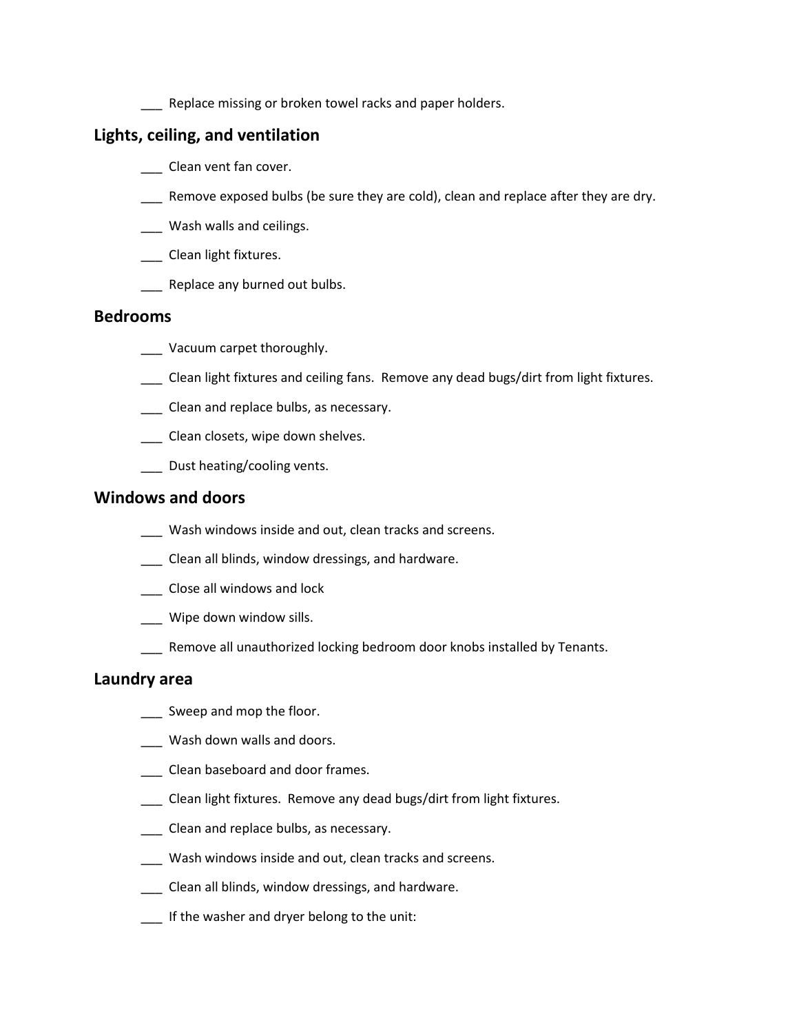___ Replace missing or broken towel racks and paper holders.

## Lights, ceiling, and ventilation

___ Clean vent fan cover.

___ Remove exposed bulbs (be sure they are cold), clean and replace after they are dry.

___ Wash walls and ceilings.

___ Clean light fixtures.

___ Replace any burned out bulbs.

## Bedrooms

___ Vacuum carpet thoroughly.

___ Clean light fixtures and ceiling fans. Remove any dead bugs/dirt from light fixtures.

___ Clean and replace bulbs, as necessary.

___ Clean closets, wipe down shelves.

___ Dust heating/cooling vents.

## Windows and doors

___ Wash windows inside and out, clean tracks and screens.

___ Clean all blinds, window dressings, and hardware.

___ Close all windows and lock

___ Wipe down window sills.

___ Remove all unauthorized locking bedroom door knobs installed by Tenants.

## Laundry area

___ Sweep and mop the floor.

___ Wash down walls and doors.

___ Clean baseboard and door frames.

___ Clean light fixtures. Remove any dead bugs/dirt from light fixtures.

___ Clean and replace bulbs, as necessary.

___ Wash windows inside and out, clean tracks and screens.

___ Clean all blinds, window dressings, and hardware.

___ If the washer and dryer belong to the unit: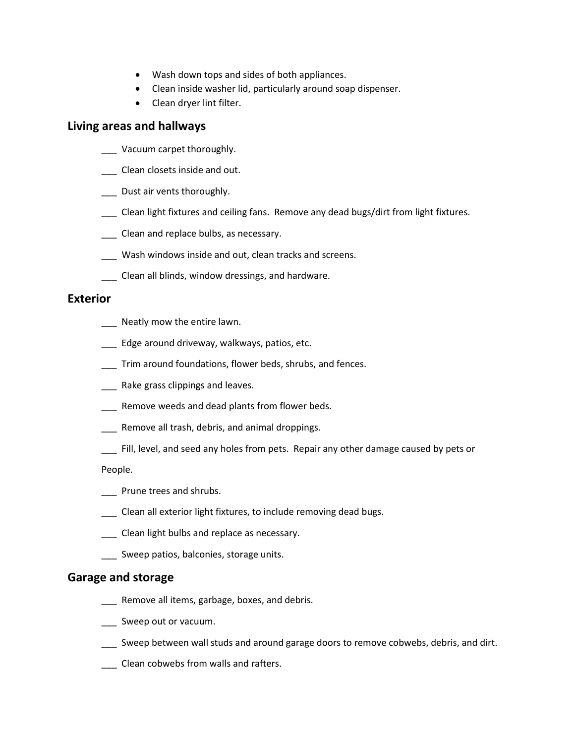- Wash down tops and sides of both appliances.
- Clean inside washer lid, particularly around soap dispenser.
- Clean dryer lint filter.

## Living areas and hallways

___ Vacuum carpet thoroughly.

___ Clean closets inside and out.

___ Dust air vents thoroughly.

___ Clean light fixtures and ceiling fans. Remove any dead bugs/dirt from light fixtures.

___ Clean and replace bulbs, as necessary.

___ Wash windows inside and out, clean tracks and screens.

___ Clean all blinds, window dressings, and hardware.

## Exterior

___ Neatly mow the entire lawn.

___ Edge around driveway, walkways, patios, etc.

___ Trim around foundations, flower beds, shrubs, and fences.

___ Rake grass clippings and leaves.

___ Remove weeds and dead plants from flower beds.

___ Remove all trash, debris, and animal droppings.

___ Fill, level, and seed any holes from pets. Repair any other damage caused by pets or People.

___ Prune trees and shrubs.

___ Clean all exterior light fixtures, to include removing dead bugs.

___ Clean light bulbs and replace as necessary.

___ Sweep patios, balconies, storage units.

## Garage and storage

___ Remove all items, garbage, boxes, and debris.

___ Sweep out or vacuum.

___ Sweep between wall studs and around garage doors to remove cobwebs, debris, and dirt.

___ Clean cobwebs from walls and rafters.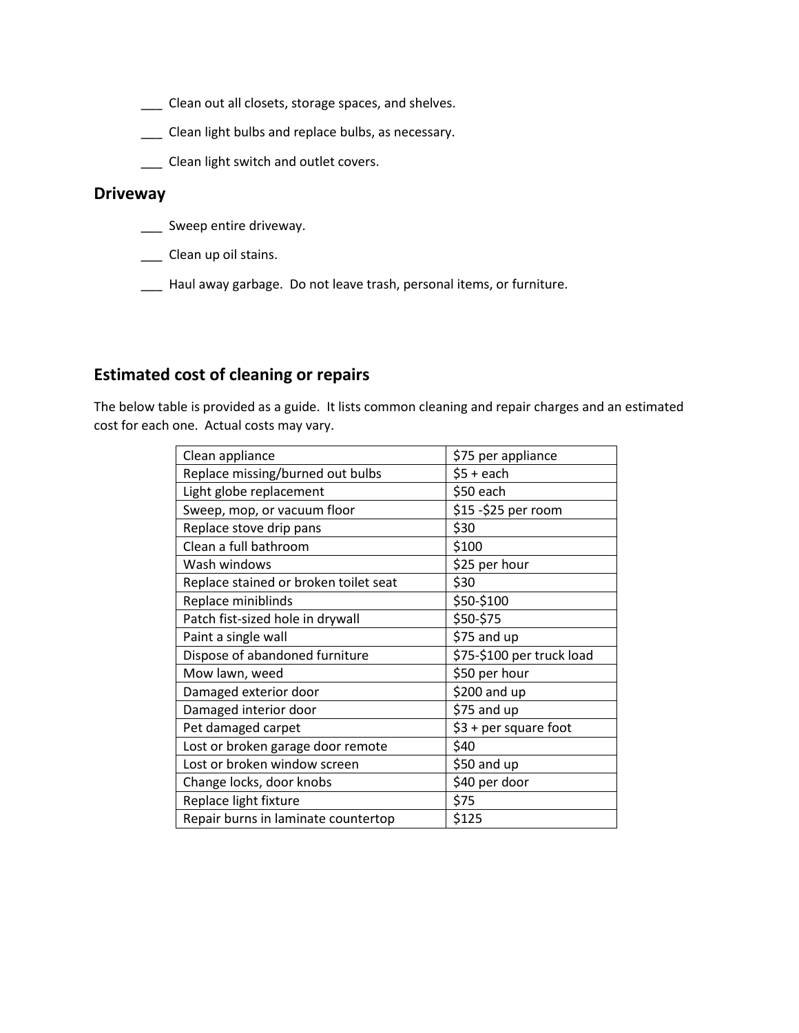___ Clean out all closets, storage spaces, and shelves.

___ Clean light bulbs and replace bulbs, as necessary.

___ Clean light switch and outlet covers.

## Driveway

___ Sweep entire driveway.

___ Clean up oil stains.

___ Haul away garbage. Do not leave trash, personal items, or furniture.

## Estimated cost of cleaning or repairs

The below table is provided as a guide. It lists common cleaning and repair charges and an estimated cost for each one. Actual costs may vary.

| | |
|---|---|
| Clean appliance | $75 per appliance |
| Replace missing/burned out bulbs | $5 + each |
| Light globe replacement | $50 each |
| Sweep, mop, or vacuum floor | $15 -$25 per room |
| Replace stove drip pans | $30 |
| Clean a full bathroom | $100 |
| Wash windows | $25 per hour |
| Replace stained or broken toilet seat | $30 |
| Replace miniblinds | $50-$100 |
| Patch fist-sized hole in drywall | $50-$75 |
| Paint a single wall | $75 and up |
| Dispose of abandoned furniture | $75-$100 per truck load |
| Mow lawn, weed | $50 per hour |
| Damaged exterior door | $200 and up |
| Damaged interior door | $75 and up |
| Pet damaged carpet | $3 + per square foot |
| Lost or broken garage door remote | $40 |
| Lost or broken window screen | $50 and up |
| Change locks, door knobs | $40 per door |
| Replace light fixture | $75 |
| Repair burns in laminate countertop | $125 |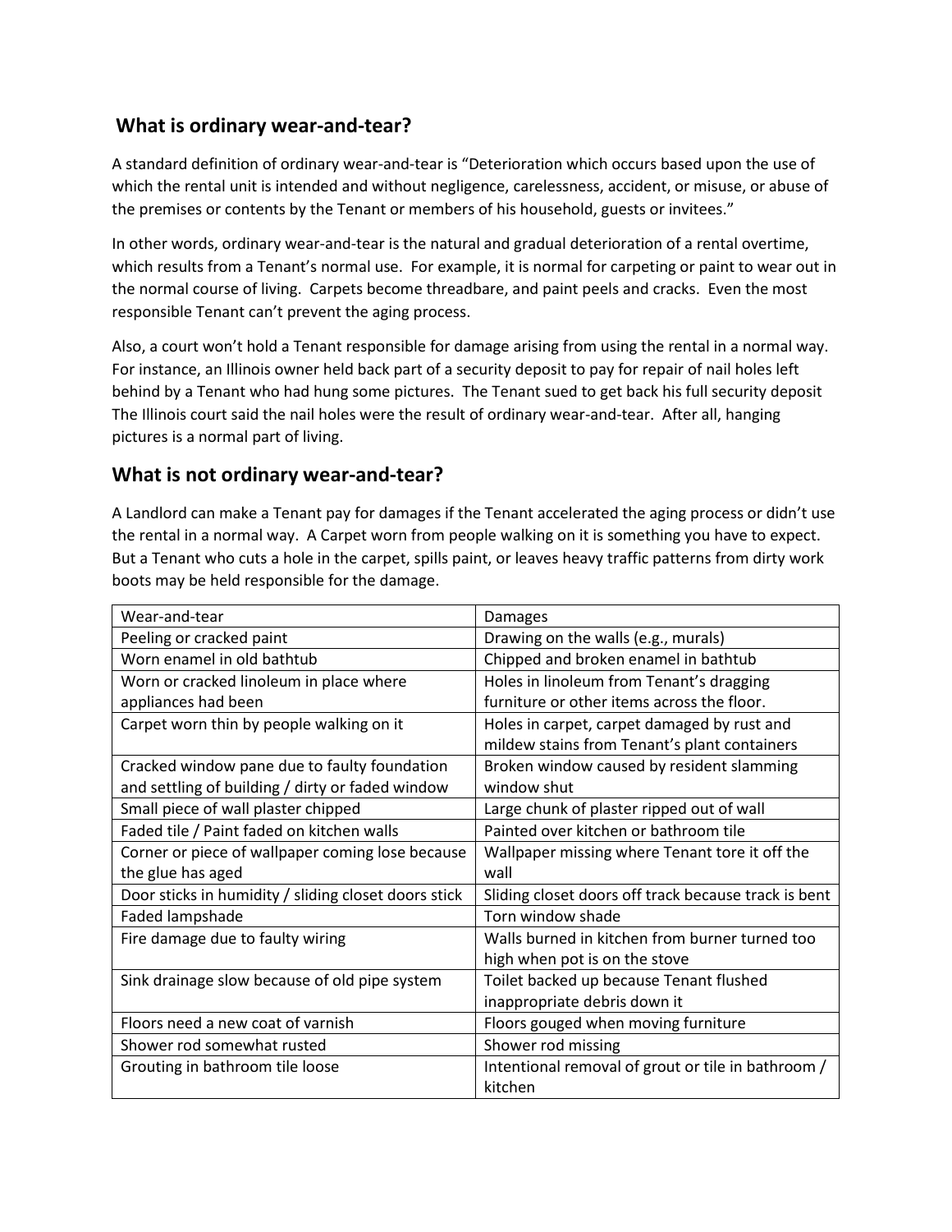## What is ordinary wear-and-tear?

A standard definition of ordinary wear-and-tear is "Deterioration which occurs based upon the use of which the rental unit is intended and without negligence, carelessness, accident, or misuse, or abuse of the premises or contents by the Tenant or members of his household, guests or invitees."

In other words, ordinary wear-and-tear is the natural and gradual deterioration of a rental overtime, which results from a Tenant's normal use. For example, it is normal for carpeting or paint to wear out in the normal course of living. Carpets become threadbare, and paint peels and cracks. Even the most responsible Tenant can't prevent the aging process.

Also, a court won't hold a Tenant responsible for damage arising from using the rental in a normal way. For instance, an Illinois owner held back part of a security deposit to pay for repair of nail holes left behind by a Tenant who had hung some pictures. The Tenant sued to get back his full security deposit The Illinois court said the nail holes were the result of ordinary wear-and-tear. After all, hanging pictures is a normal part of living.

## What is not ordinary wear-and-tear?

A Landlord can make a Tenant pay for damages if the Tenant accelerated the aging process or didn't use the rental in a normal way. A Carpet worn from people walking on it is something you have to expect. But a Tenant who cuts a hole in the carpet, spills paint, or leaves heavy traffic patterns from dirty work boots may be held responsible for the damage.

| Wear-and-tear | Damages |
|---|---|
| Peeling or cracked paint | Drawing on the walls (e.g., murals) |
| Worn enamel in old bathtub | Chipped and broken enamel in bathtub |
| Worn or cracked linoleum in place where appliances had been | Holes in linoleum from Tenant's dragging furniture or other items across the floor. |
| Carpet worn thin by people walking on it | Holes in carpet, carpet damaged by rust and mildew stains from Tenant's plant containers |
| Cracked window pane due to faulty foundation and settling of building / dirty or faded window | Broken window caused by resident slamming window shut |
| Small piece of wall plaster chipped | Large chunk of plaster ripped out of wall |
| Faded tile / Paint faded on kitchen walls | Painted over kitchen or bathroom tile |
| Corner or piece of wallpaper coming lose because the glue has aged | Wallpaper missing where Tenant tore it off the wall |
| Door sticks in humidity / sliding closet doors stick | Sliding closet doors off track because track is bent |
| Faded lampshade | Torn window shade |
| Fire damage due to faulty wiring | Walls burned in kitchen from burner turned too high when pot is on the stove |
| Sink drainage slow because of old pipe system | Toilet backed up because Tenant flushed inappropriate debris down it |
| Floors need a new coat of varnish | Floors gouged when moving furniture |
| Shower rod somewhat rusted | Shower rod missing |
| Grouting in bathroom tile loose | Intentional removal of grout or tile in bathroom / kitchen |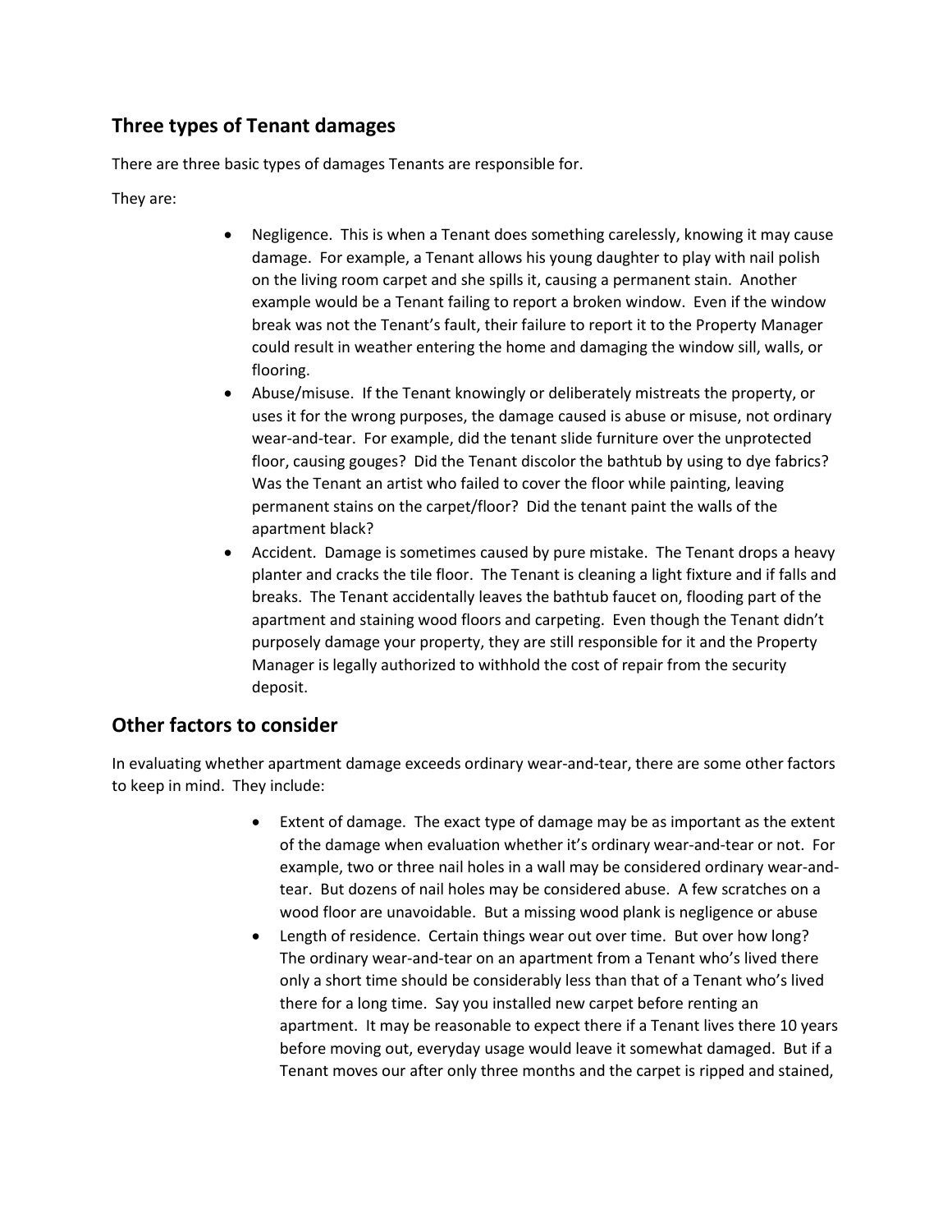## Three types of Tenant damages

There are three basic types of damages Tenants are responsible for.

They are:

- Negligence. This is when a Tenant does something carelessly, knowing it may cause damage. For example, a Tenant allows his young daughter to play with nail polish on the living room carpet and she spills it, causing a permanent stain. Another example would be a Tenant failing to report a broken window. Even if the window break was not the Tenant's fault, their failure to report it to the Property Manager could result in weather entering the home and damaging the window sill, walls, or flooring.
- Abuse/misuse. If the Tenant knowingly or deliberately mistreats the property, or uses it for the wrong purposes, the damage caused is abuse or misuse, not ordinary wear-and-tear. For example, did the tenant slide furniture over the unprotected floor, causing gouges? Did the Tenant discolor the bathtub by using to dye fabrics? Was the Tenant an artist who failed to cover the floor while painting, leaving permanent stains on the carpet/floor? Did the tenant paint the walls of the apartment black?
- Accident. Damage is sometimes caused by pure mistake. The Tenant drops a heavy planter and cracks the tile floor. The Tenant is cleaning a light fixture and if falls and breaks. The Tenant accidentally leaves the bathtub faucet on, flooding part of the apartment and staining wood floors and carpeting. Even though the Tenant didn't purposely damage your property, they are still responsible for it and the Property Manager is legally authorized to withhold the cost of repair from the security deposit.

## Other factors to consider

In evaluating whether apartment damage exceeds ordinary wear-and-tear, there are some other factors to keep in mind. They include:

- Extent of damage. The exact type of damage may be as important as the extent of the damage when evaluation whether it's ordinary wear-and-tear or not. For example, two or three nail holes in a wall may be considered ordinary wear-and-tear. But dozens of nail holes may be considered abuse. A few scratches on a wood floor are unavoidable. But a missing wood plank is negligence or abuse
- Length of residence. Certain things wear out over time. But over how long? The ordinary wear-and-tear on an apartment from a Tenant who's lived there only a short time should be considerably less than that of a Tenant who's lived there for a long time. Say you installed new carpet before renting an apartment. It may be reasonable to expect there if a Tenant lives there 10 years before moving out, everyday usage would leave it somewhat damaged. But if a Tenant moves our after only three months and the carpet is ripped and stained,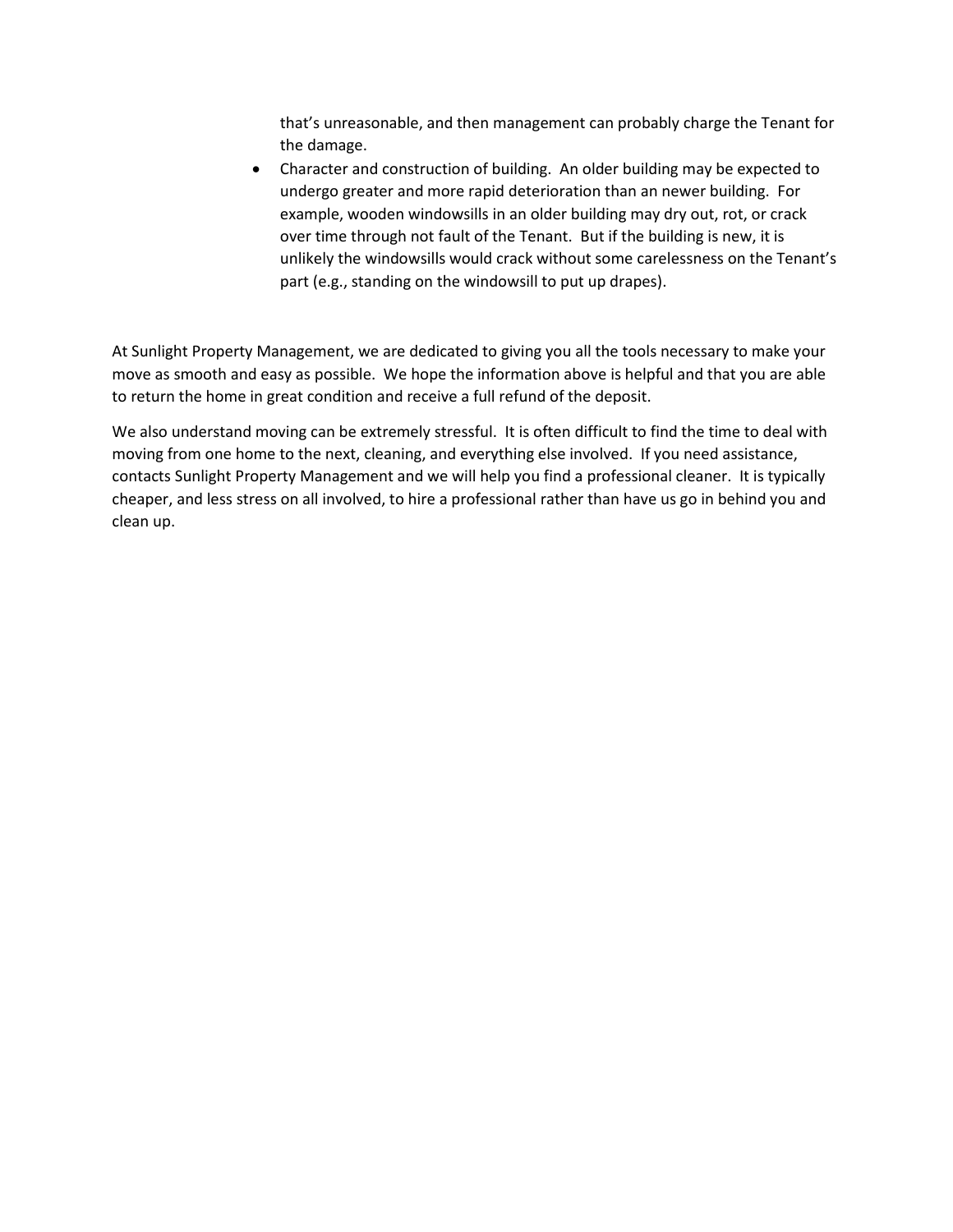that's unreasonable, and then management can probably charge the Tenant for the damage.

- Character and construction of building. An older building may be expected to undergo greater and more rapid deterioration than an newer building. For example, wooden windowsills in an older building may dry out, rot, or crack over time through not fault of the Tenant. But if the building is new, it is unlikely the windowsills would crack without some carelessness on the Tenant's part (e.g., standing on the windowsill to put up drapes).

At Sunlight Property Management, we are dedicated to giving you all the tools necessary to make your move as smooth and easy as possible. We hope the information above is helpful and that you are able to return the home in great condition and receive a full refund of the deposit.

We also understand moving can be extremely stressful. It is often difficult to find the time to deal with moving from one home to the next, cleaning, and everything else involved. If you need assistance, contacts Sunlight Property Management and we will help you find a professional cleaner. It is typically cheaper, and less stress on all involved, to hire a professional rather than have us go in behind you and clean up.